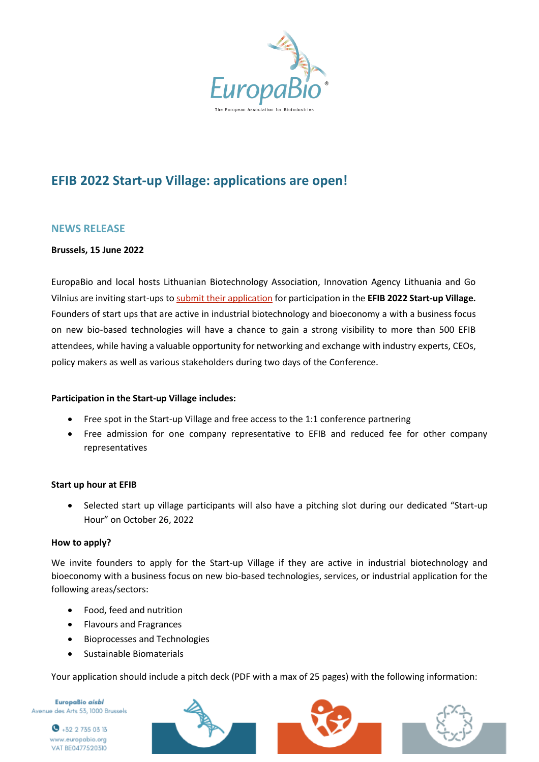# EFIB 2022 Start-up Village: applications are open!

## NEWS RELEASE

**Brussels, 15 June 2022**

EuropaBio and local hosts Lithuanian Biotechnology Association, Innovation Agency Lithuania and Go Vilnius are inviting start-ups to submit their application for participation in the **EFIB 2022 Start-up Village.** Founders of start ups that are active in industrial biotechnology and bioeconomy a with a business focus on new bio-based technologies will have a chance to gain a strong visibility to more than 500 EFIB attendees, while having a valuable opportunity for networking and exchange with industry experts, CEOs, policy makers as well as various stakeholders during two days of the Conference.

**Participation in the Start-up Village includes:**

- Free spot in the Start-up Village and free access to the 1:1 conference partnering
- Free admission for one company representative to EFIB and reduced fee for other company representatives

**Start up hour at EFIB**

- Selected start up village participants will also have a pitching slot during our dedicated "Start-up Hour" on October 26, 2022

**How to apply?**

We invite founders to apply for the Start-up Village if they are active in industrial biotechnology and bioeconomy with a business focus on new bio-based technologies, services, or industrial application for the following areas/sectors:

- Food, feed and nutrition
- Flavours and Fragrances
- Bioprocesses and Technologies
- Sustainable Biomaterials

Your application should include a pitch deck (PDF with a max of 25 pages) with the following information: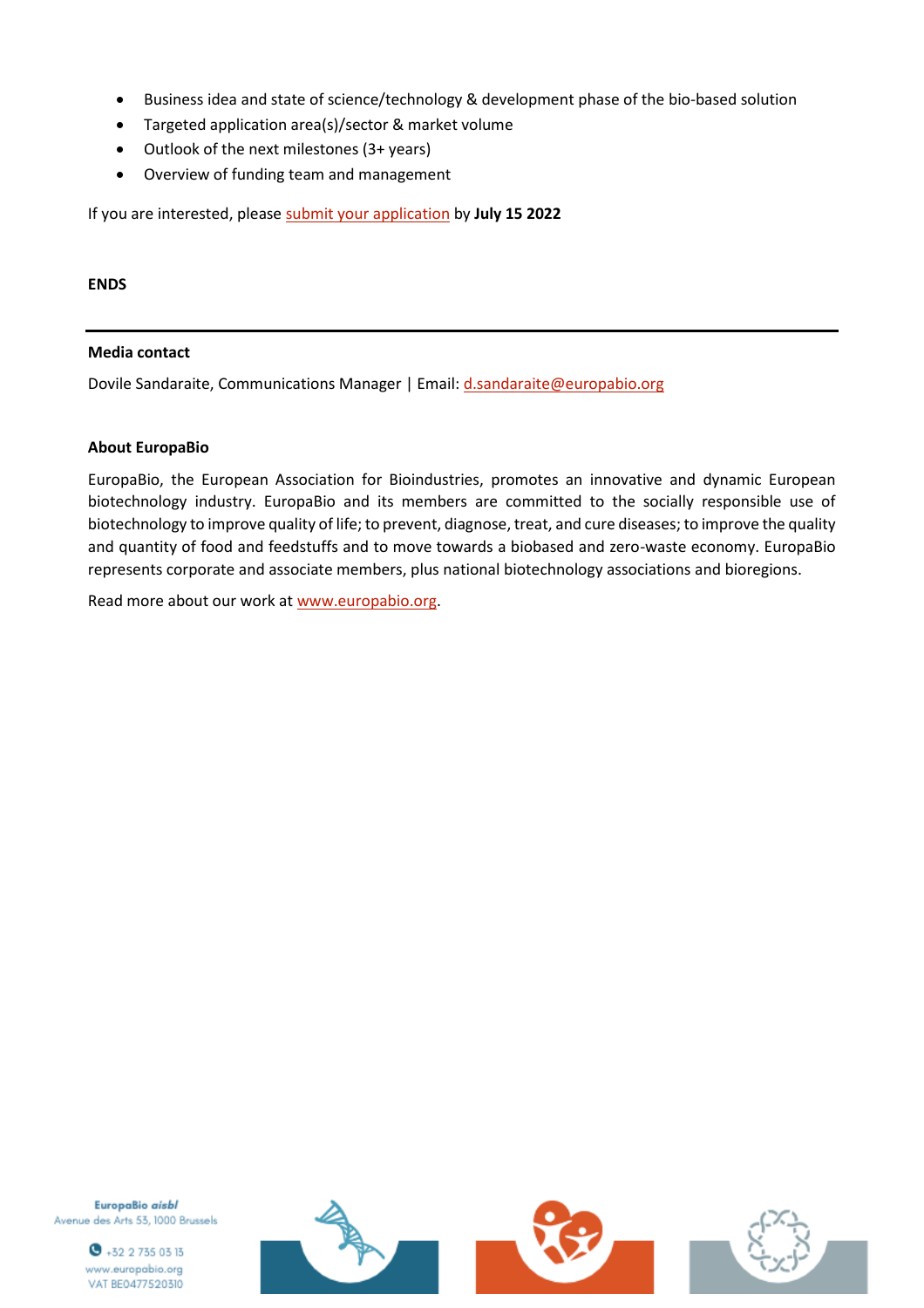- Business idea and state of science/technology & development phase of the bio-based solution
- Targeted application area(s)/sector & market volume
- Outlook of the next milestones (3+ years)
- Overview of funding team and management

If you are interested, please submit your application by **July 15 2022**

**ENDS**

---

**Media contact**

Dovile Sandaraite, Communications Manager | Email: d.sandaraite@europabio.org

**About EuropaBio**

EuropaBio, the European Association for Bioindustries, promotes an innovative and dynamic European biotechnology industry. EuropaBio and its members are committed to the socially responsible use of biotechnology to improve quality of life; to prevent, diagnose, treat, and cure diseases; to improve the quality and quantity of food and feedstuffs and to move towards a biobased and zero-waste economy. EuropaBio represents corporate and associate members, plus national biotechnology associations and bioregions.

Read more about our work at www.europabio.org.

EuropaBio *aisbl*
Avenue des Arts 53, 1000 Brussels
+32 2 735 03 13
www.europabio.org
VAT BE0477520310